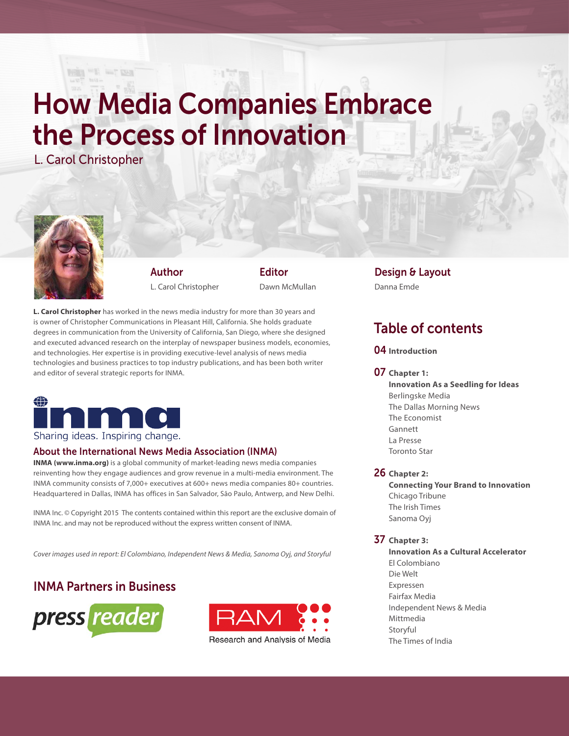# How Media Companies Embrace the Process of Innovation

L. Carol Christopher

**Author**
L. Carol Christopher

**Editor**
Dawn McMullan

**Design & Layout**
Danna Emde

**L. Carol Christopher** has worked in the news media industry for more than 30 years and is owner of Christopher Communications in Pleasant Hill, California. She holds graduate degrees in communication from the University of California, San Diego, where she designed and executed advanced research on the interplay of newspaper business models, economies, and technologies. Her expertise is in providing executive-level analysis of news media technologies and business practices to top industry publications, and has been both writer and editor of several strategic reports for INMA.

inma
Sharing ideas. Inspiring change.

## About the International News Media Association (INMA)

**INMA (www.inma.org)** is a global community of market-leading news media companies reinventing how they engage audiences and grow revenue in a multi-media environment. The INMA community consists of 7,000+ executives at 600+ news media companies 80+ countries. Headquartered in Dallas, INMA has offices in San Salvador, São Paulo, Antwerp, and New Delhi.

INMA Inc. © Copyright 2015 The contents contained within this report are the exclusive domain of INMA Inc. and may not be reproduced without the express written consent of INMA.

*Cover images used in report: El Colombiano, Independent News & Media, Sanoma Oyj, and Storyful*

## INMA Partners in Business

press reader

RAM
Research and Analysis of Media

## Table of contents

**04 Introduction**

**07 Chapter 1:**
**Innovation As a Seedling for Ideas**
- Berlingske Media
- The Dallas Morning News
- The Economist
- Gannett
- La Presse
- Toronto Star

**26 Chapter 2:**
**Connecting Your Brand to Innovation**
- Chicago Tribune
- The Irish Times
- Sanoma Oyj

**37 Chapter 3:**
**Innovation As a Cultural Accelerator**
- El Colombiano
- Die Welt
- Expressen
- Fairfax Media
- Independent News & Media
- Mittmedia
- Storyful
- The Times of India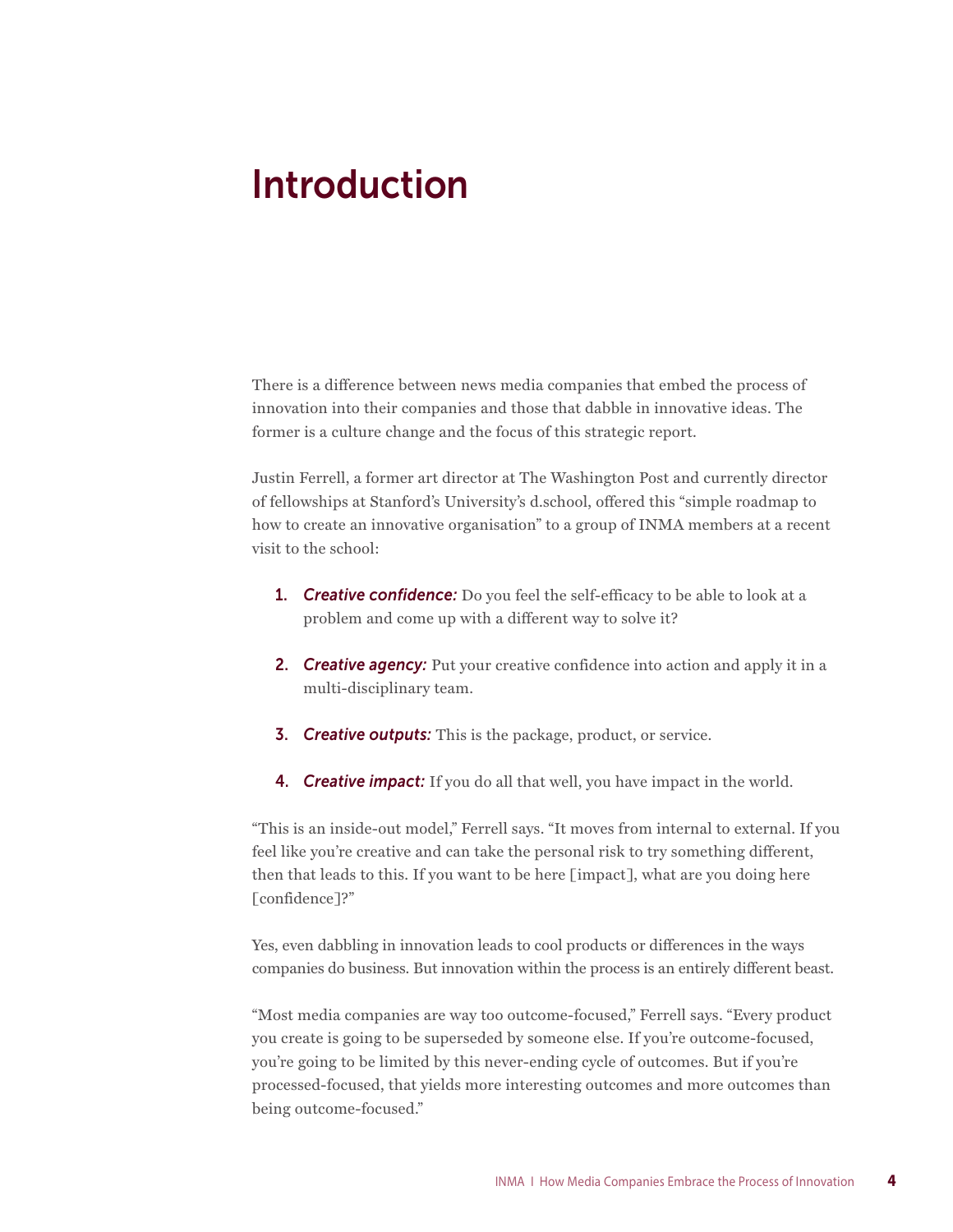# Introduction

There is a difference between news media companies that embed the process of innovation into their companies and those that dabble in innovative ideas. The former is a culture change and the focus of this strategic report.

Justin Ferrell, a former art director at The Washington Post and currently director of fellowships at Stanford's University's d.school, offered this "simple roadmap to how to create an innovative organisation" to a group of INMA members at a recent visit to the school:

1. ***Creative confidence:*** Do you feel the self-efficacy to be able to look at a problem and come up with a different way to solve it?

2. ***Creative agency:*** Put your creative confidence into action and apply it in a multi-disciplinary team.

3. ***Creative outputs:*** This is the package, product, or service.

4. ***Creative impact:*** If you do all that well, you have impact in the world.

"This is an inside-out model," Ferrell says. "It moves from internal to external. If you feel like you're creative and can take the personal risk to try something different, then that leads to this. If you want to be here [impact], what are you doing here [confidence]?"

Yes, even dabbling in innovation leads to cool products or differences in the ways companies do business. But innovation within the process is an entirely different beast.

"Most media companies are way too outcome-focused," Ferrell says. "Every product you create is going to be superseded by someone else. If you're outcome-focused, you're going to be limited by this never-ending cycle of outcomes. But if you're processed-focused, that yields more interesting outcomes and more outcomes than being outcome-focused."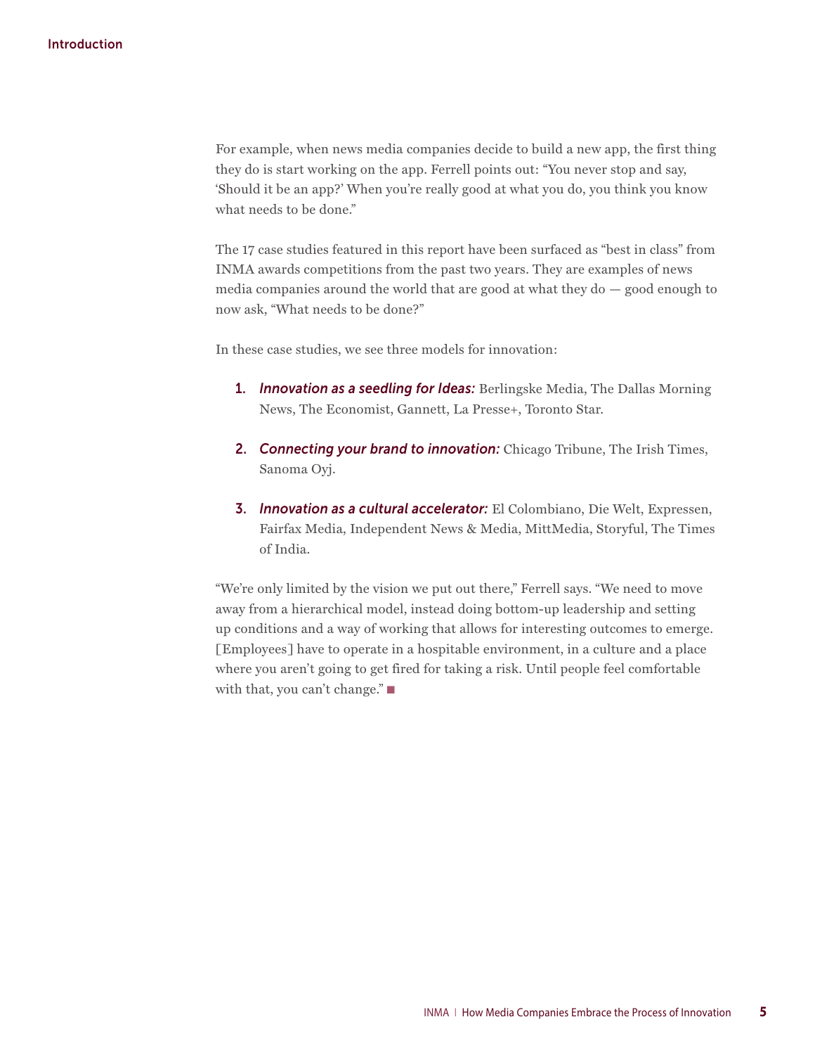For example, when news media companies decide to build a new app, the first thing they do is start working on the app. Ferrell points out: "You never stop and say, 'Should it be an app?' When you're really good at what you do, you think you know what needs to be done."

The 17 case studies featured in this report have been surfaced as "best in class" from INMA awards competitions from the past two years. They are examples of news media companies around the world that are good at what they do — good enough to now ask, "What needs to be done?"

In these case studies, we see three models for innovation:

1. ***Innovation as a seedling for Ideas:*** Berlingske Media, The Dallas Morning News, The Economist, Gannett, La Presse+, Toronto Star.
2. ***Connecting your brand to innovation:*** Chicago Tribune, The Irish Times, Sanoma Oyj.
3. ***Innovation as a cultural accelerator:*** El Colombiano, Die Welt, Expressen, Fairfax Media, Independent News & Media, MittMedia, Storyful, The Times of India.

"We're only limited by the vision we put out there," Ferrell says. "We need to move away from a hierarchical model, instead doing bottom-up leadership and setting up conditions and a way of working that allows for interesting outcomes to emerge. [Employees] have to operate in a hospitable environment, in a culture and a place where you aren't going to get fired for taking a risk. Until people feel comfortable with that, you can't change." ■